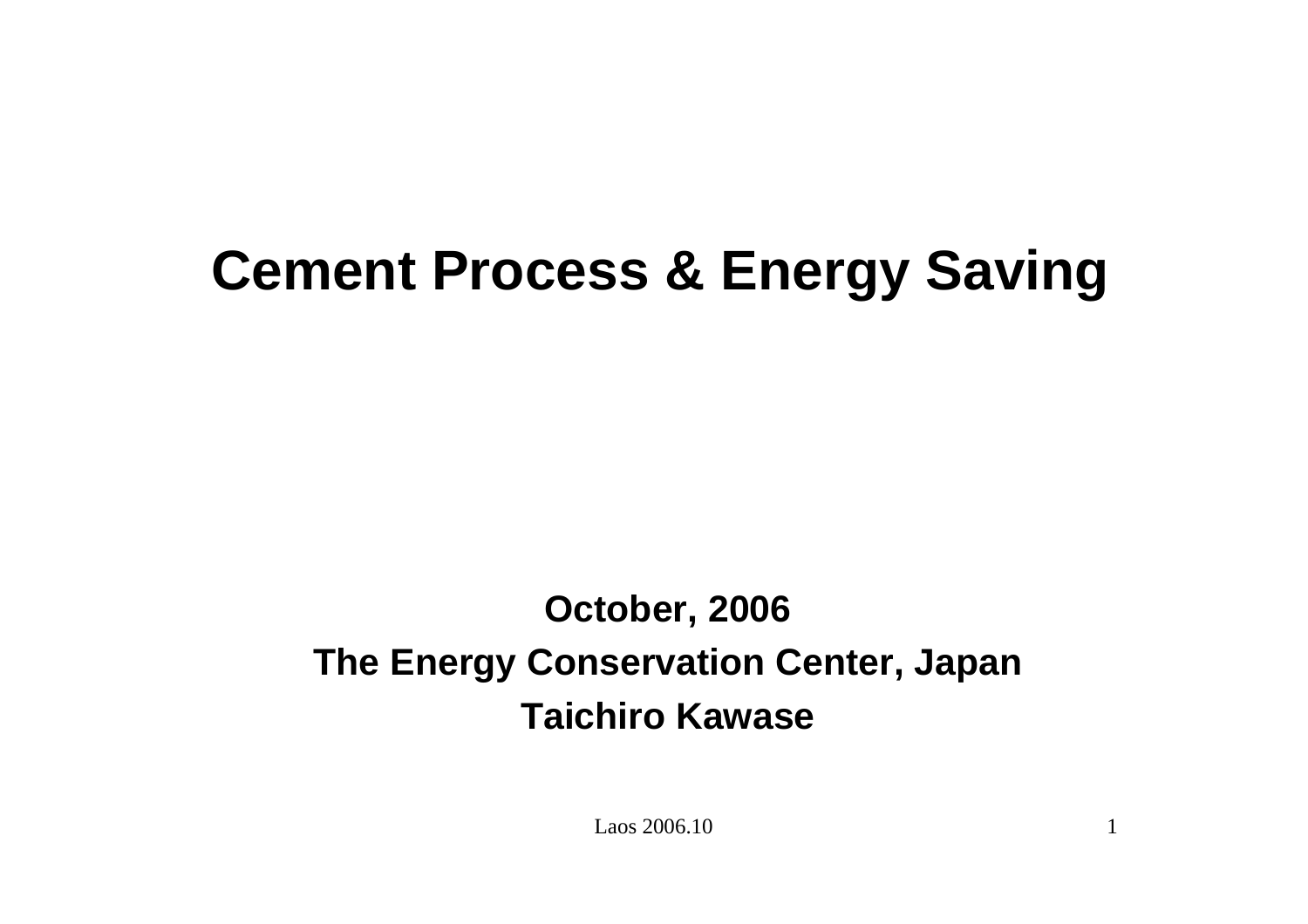# Cement Process & Energy Saving

**October, 2006**

**The Energy Conservation Center, Japan**

**Taichiro Kawase**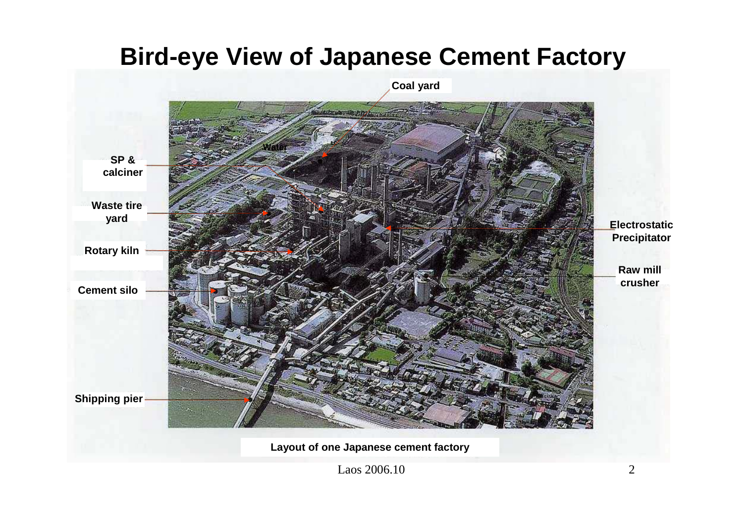# Bird-eye View of Japanese Cement Factory

Coal yard

Water

SP & calciner

Waste tire yard

Rotary kiln

Cement silo

Shipping pier

Electrostatic Precipitator

Raw mill crusher

Layout of one Japanese cement factory

Laos 2006.10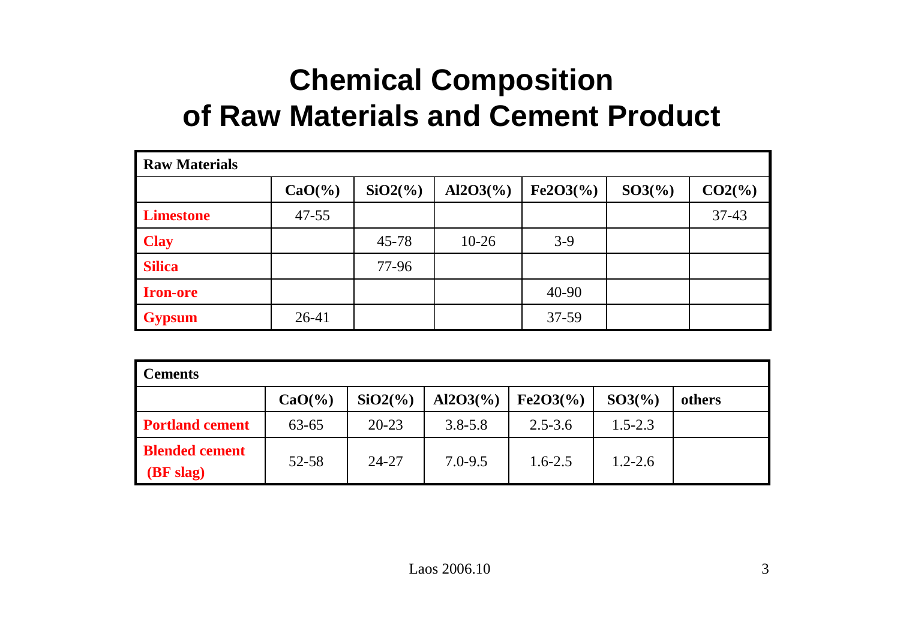# Chemical Composition of Raw Materials and Cement Product

| Raw Materials | | | | | | |
|---|---|---|---|---|---|---|
| | CaO(%) | $SiO_2$(%) | $Al_2O_3$(%) | $Fe_2O_3$(%) | $SO_3$(%) | $CO_2$(%) |
| **Limestone** | 47-55 | | | | | 37-43 |
| **Clay** | | 45-78 | 10-26 | 3-9 | | |
| **Silica** | | 77-96 | | | | |
| **Iron-ore** | | | | 40-90 | | |
| **Gypsum** | 26-41 | | | 37-59 | | |

| Cements | | | | | | |
|---|---|---|---|---|---|---|
| | CaO(%) | $SiO_2$(%) | $Al_2O_3$(%) | $Fe_2O_3$(%) | $SO_3$(%) | others |
| **Portland cement** | 63-65 | 20-23 | 3.8-5.8 | 2.5-3.6 | 1.5-2.3 | |
| **Blended cement (BF slag)** | 52-58 | 24-27 | 7.0-9.5 | 1.6-2.5 | 1.2-2.6 | |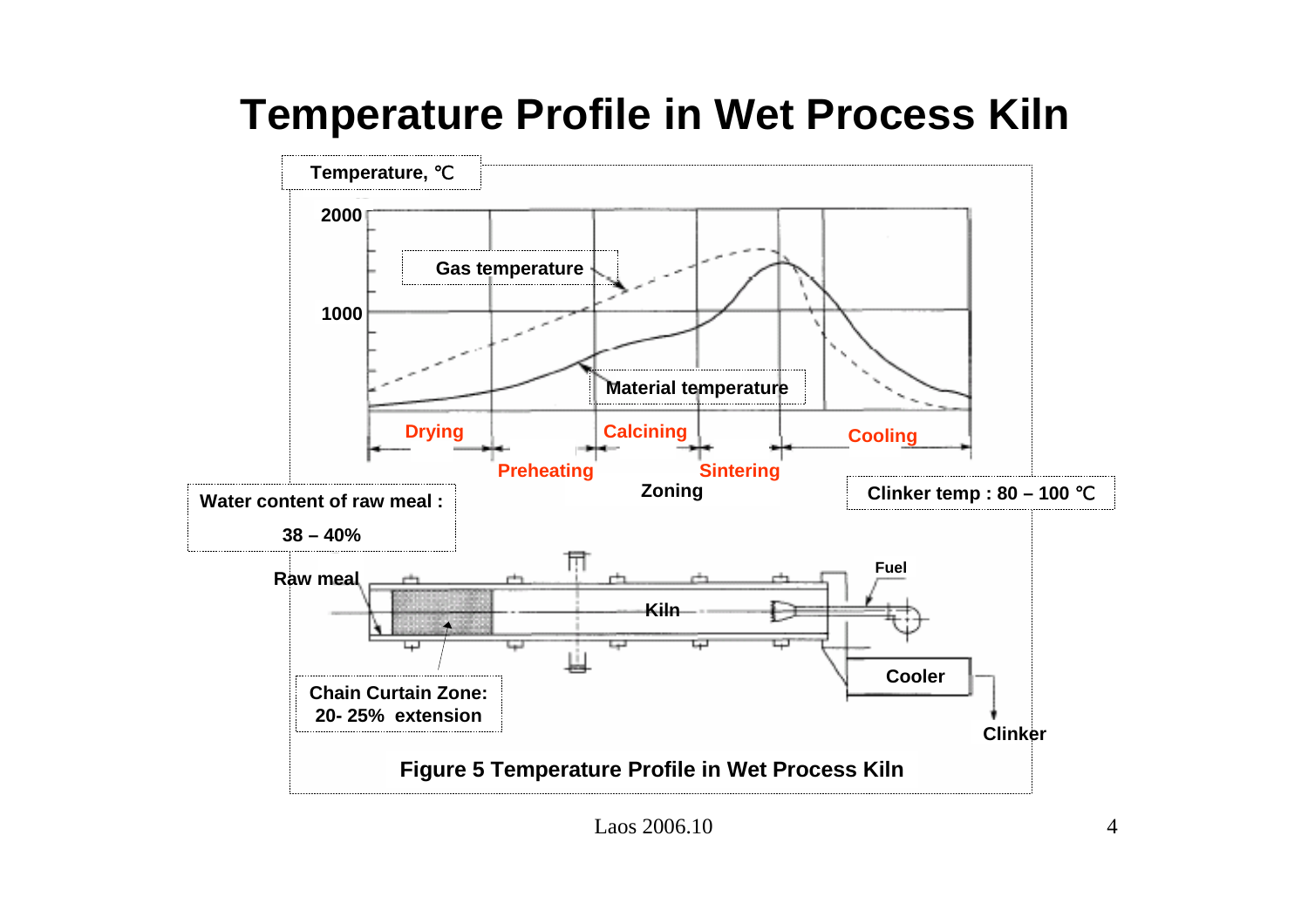# Temperature Profile in Wet Process Kiln

Temperature, ℃

2000

1000

Gas temperature

Material temperature

Drying

Preheating

Calcining

Sintering

Cooling

Zoning

Water content of raw meal :

38 – 40%

Clinker temp : 80 – 100 ℃

Raw meal

Kiln

Fuel

Cooler

Clinker

Chain Curtain Zone:
20- 25% extension

Figure 5 Temperature Profile in Wet Process Kiln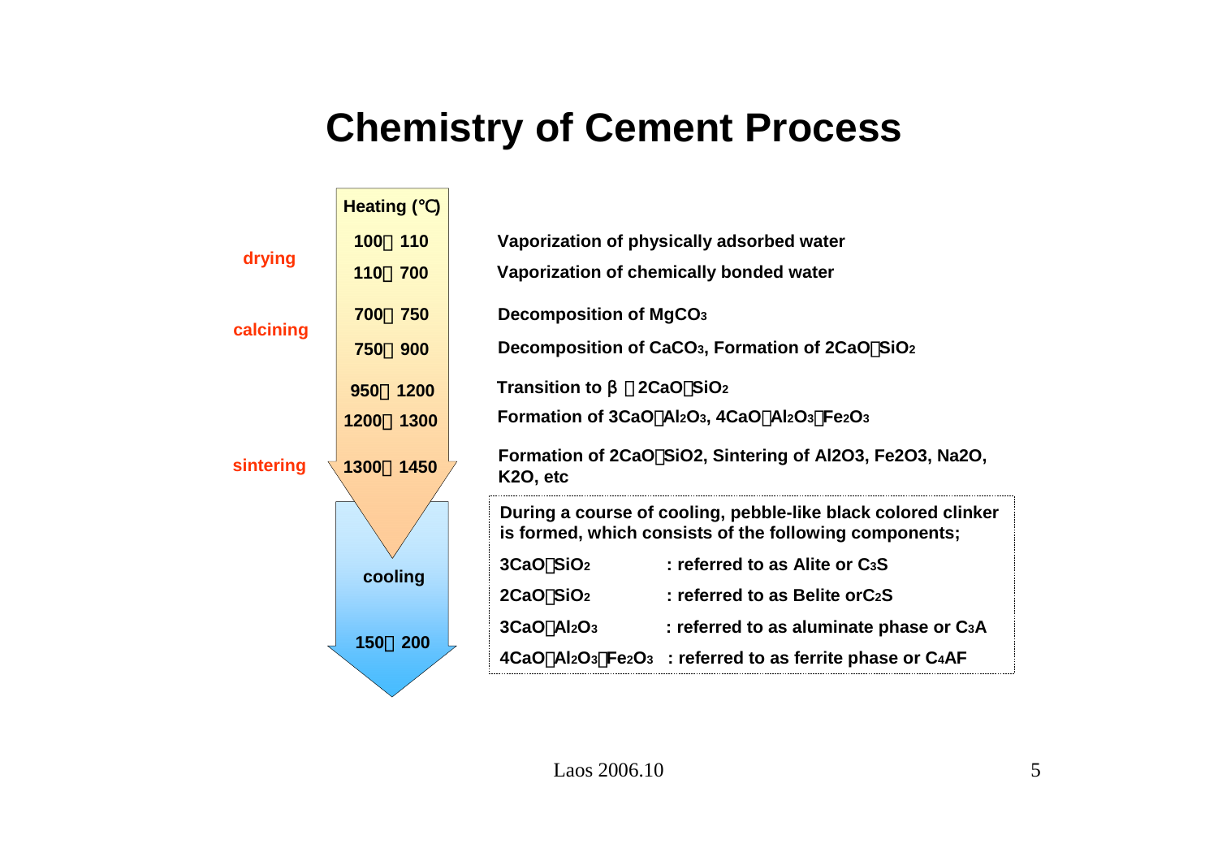# Chemistry of Cement Process

| | Heating (℃) | |
|---|---|---|
| drying | 100～110 | Vaporization of physically adsorbed water |
| | 110～700 | Vaporization of chemically bonded water |
| calcining | 700～750 | Decomposition of $MgCO_3$ |
| | 750～900 | Decomposition of $CaCO_3$, Formation of $2CaO·SiO_2$ |
| | 950～1200 | Transition to β－$2CaO·SiO_2$ |
| | 1200～1300 | Formation of $3CaO·Al_2O_3$, $4CaO·Al_2O_3·Fe_2O_3$ |
| sintering | 1300～1450 | Formation of 2CaO·SiO2, Sintering of Al2O3, Fe2O3, Na2O, K2O, etc |
| | cooling 150～200 | |

During a course of cooling, pebble-like black colored clinker is formed, which consists of the following components;

| | |
|---|---|
| $3CaO·SiO_2$ | : referred to as Alite or $C_3S$ |
| $2CaO·SiO_2$ | : referred to as Belite or $C_2S$ |
| $3CaO·Al_2O_3$ | : referred to as aluminate phase or $C_3A$ |
| $4CaO·Al_2O_3·Fe_2O_3$ | : referred to as ferrite phase or $C_4AF$ |

Laos 2006.10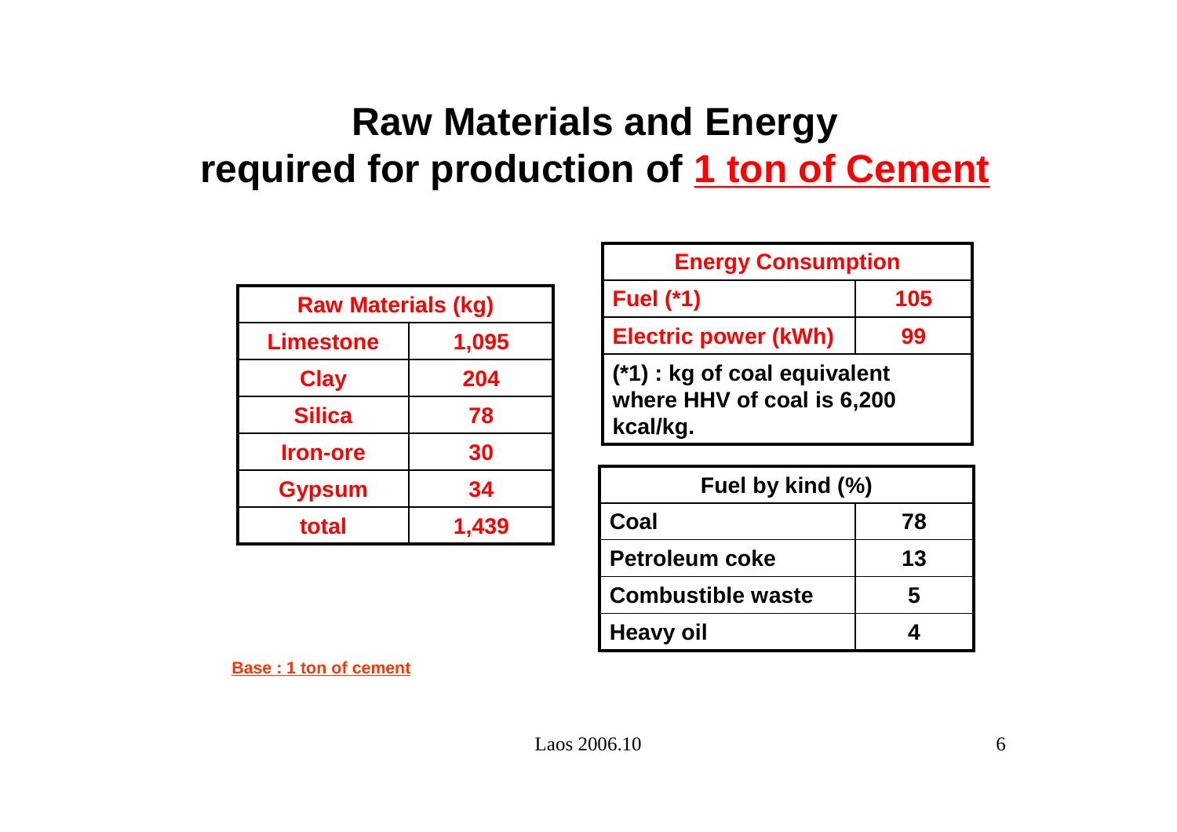# Raw Materials and Energy required for production of 1 ton of Cement

| Raw Materials (kg) | |
|---|---|
| Limestone | 1,095 |
| Clay | 204 |
| Silica | 78 |
| Iron-ore | 30 |
| Gypsum | 34 |
| total | 1,439 |

| Energy Consumption | |
|---|---|
| Fuel (*1) | 105 |
| Electric power (kWh) | 99 |

(*1) : kg of coal equivalent where HHV of coal is 6,200 kcal/kg.

| Fuel by kind (%) | |
|---|---|
| Coal | 78 |
| Petroleum coke | 13 |
| Combustible waste | 5 |
| Heavy oil | 4 |

Base : 1 ton of cement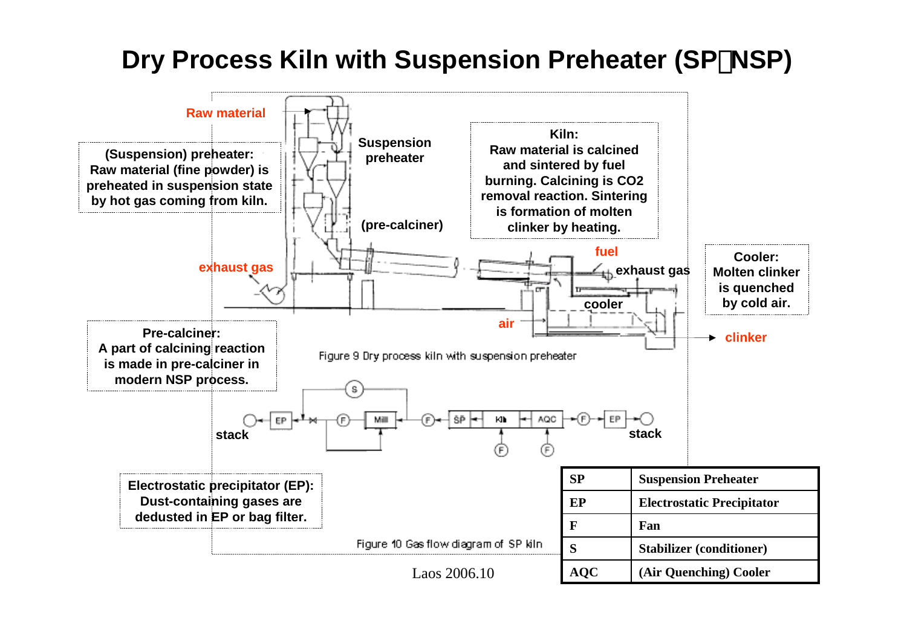# Dry Process Kiln with Suspension Preheater (SP・NSP)

Raw material

Suspension preheater

(pre-calciner)

exhaust gas

fuel

exhaust gas

cooler

air

clinker

**(Suspension) preheater:** Raw material (fine powder) is preheated in suspension state by hot gas coming from kiln.

**Kiln:** Raw material is calcined and sintered by fuel burning. Calcining is $CO_2$ removal reaction. Sintering is formation of molten clinker by heating.

**Cooler:** Molten clinker is quenched by cold air.

**Pre-calciner:** A part of calcining reaction is made in pre-calciner in modern NSP process.

Figure 9 Dry process kiln with suspension preheater

stack — EP — S — F — Mill — F — SP — Kiln — AQC — F — EP — stack

F F

**Electrostatic precipitator (EP):** Dust-containing gases are dedusted in EP or bag filter.

Figure 10 Gas flow diagram of SP kiln

| | |
|---|---|
| SP | Suspension Preheater |
| EP | Electrostatic Precipitator |
| F | Fan |
| S | Stabilizer (conditioner) |
| AQC | (Air Quenching) Cooler |

Laos 2006.10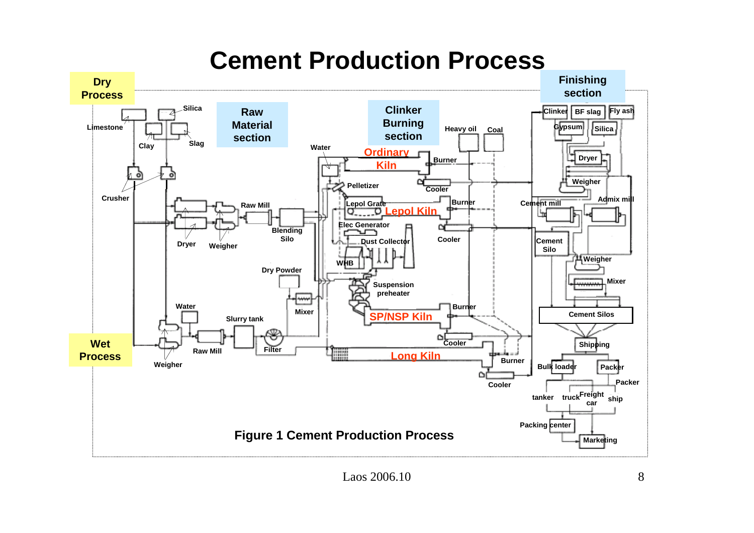# Cement Production Process

Dry Process

Raw Material section

Clinker Burning section

Finishing section

Limestone

Silica

Clay

Slag

Crusher

Dryer

Weigher

Raw Mill

Blending Silo

Water

Ordinary Kiln

Heavy oil

Coal

Burner

Cooler

Pelletizer

Lepol Grate

Lepol Kiln

Elec Generator

Dust Collector

WHB

Dry Powder

Mixer

Suspension preheater

SP/NSP Kiln

Wet Process

Water

Raw Mill

Weigher

Slurry tank

Filter

Long Kiln

Clinker

BF slag

Fly ash

Gypsum

Silica

Dryer

Weigher

Cement mill

Admix mill

Cement Silo

Weigher

Mixer

Cement Silos

Shipping

Bulk loader

Packer

tanker

truck

Freight car

ship

Packer

Packing center

Marketing

Figure 1 Cement Production Process

Laos 2006.10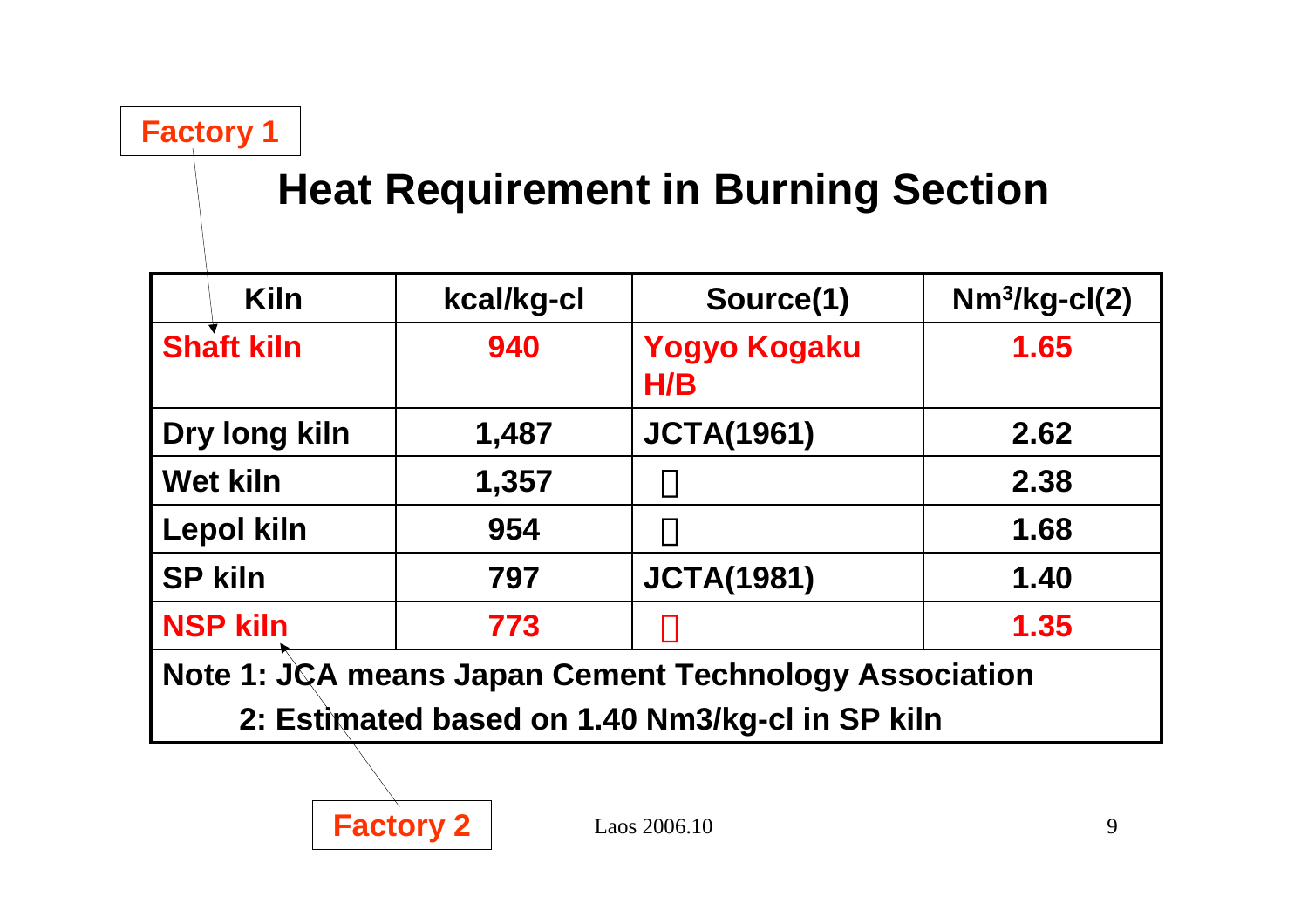Factory 1

# Heat Requirement in Burning Section

| Kiln | kcal/kg-cl | Source(1) | $Nm^3$/kg-cl(2) |
|---|---|---|---|
| Shaft kiln | 940 | Yogyo Kogaku H/B | 1.65 |
| Dry long kiln | 1,487 | JCTA(1961) | 2.62 |
| Wet kiln | 1,357 |  | 2.38 |
| Lepol kiln | 954 |  | 1.68 |
| SP kiln | 797 | JCTA(1981) | 1.40 |
| NSP kiln | 773 |  | 1.35 |

Note 1: JCA means Japan Cement Technology Association

2: Estimated based on 1.40 Nm3/kg-cl in SP kiln

Factory 2

Laos 2006.10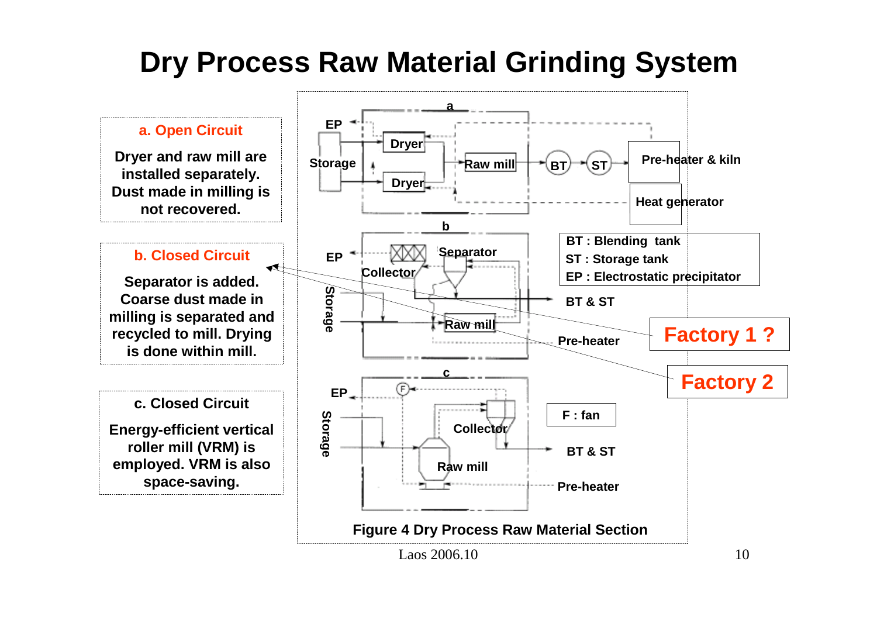# Dry Process Raw Material Grinding System

**a. Open Circuit**

Dryer and raw mill are installed separately. Dust made in milling is not recovered.

**b. Closed Circuit**

Separator is added. Coarse dust made in milling is separated and recycled to mill. Drying is done within mill.

**c. Closed Circuit**

Energy-efficient vertical roller mill (VRM) is employed. VRM is also space-saving.

a

EP

Storage

Dryer

Dryer

Raw mill

BT

ST

Pre-heater & kiln

Heat generator

b

EP

Separator

Collector

Storage

Raw mill

BT & ST

Pre-heater

BT : Blending tank

ST : Storage tank

EP : Electrostatic precipitator

Factory 1 ?

Factory 2

c

EP

F

Storage

Collector

Raw mill

BT & ST

Pre-heater

F : fan

Figure 4 Dry Process Raw Material Section

Laos 2006.10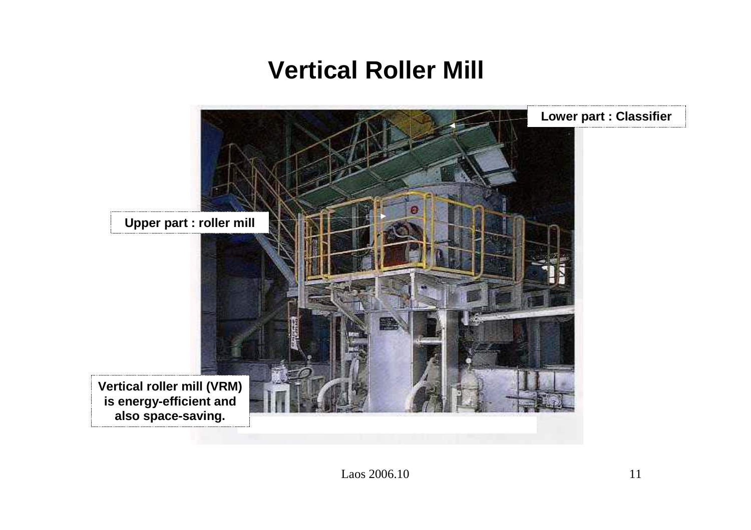# Vertical Roller Mill

Lower part : Classifier

Upper part : roller mill

Vertical roller mill (VRM) is energy-efficient and also space-saving.

Laos 2006.10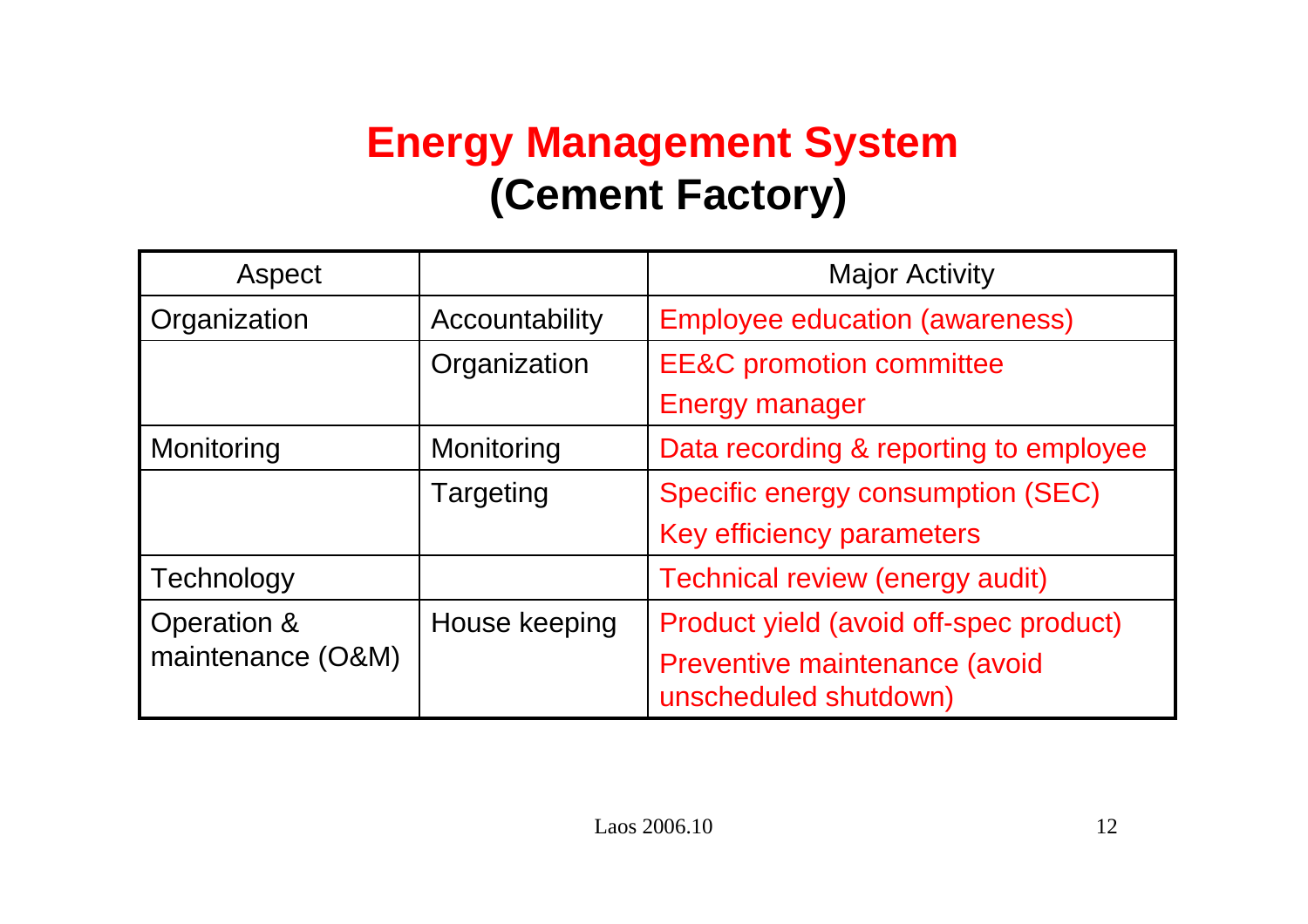# Energy Management System
## (Cement Factory)

| Aspect | | Major Activity |
|---|---|---|
| Organization | Accountability | Employee education (awareness) |
| | Organization | EE&C promotion committee<br>Energy manager |
| Monitoring | Monitoring | Data recording & reporting to employee |
| | Targeting | Specific energy consumption (SEC)<br>Key efficiency parameters |
| Technology | | Technical review (energy audit) |
| Operation & maintenance (O&M) | House keeping | Product yield (avoid off-spec product)<br>Preventive maintenance (avoid unscheduled shutdown) |

Laos 2006.10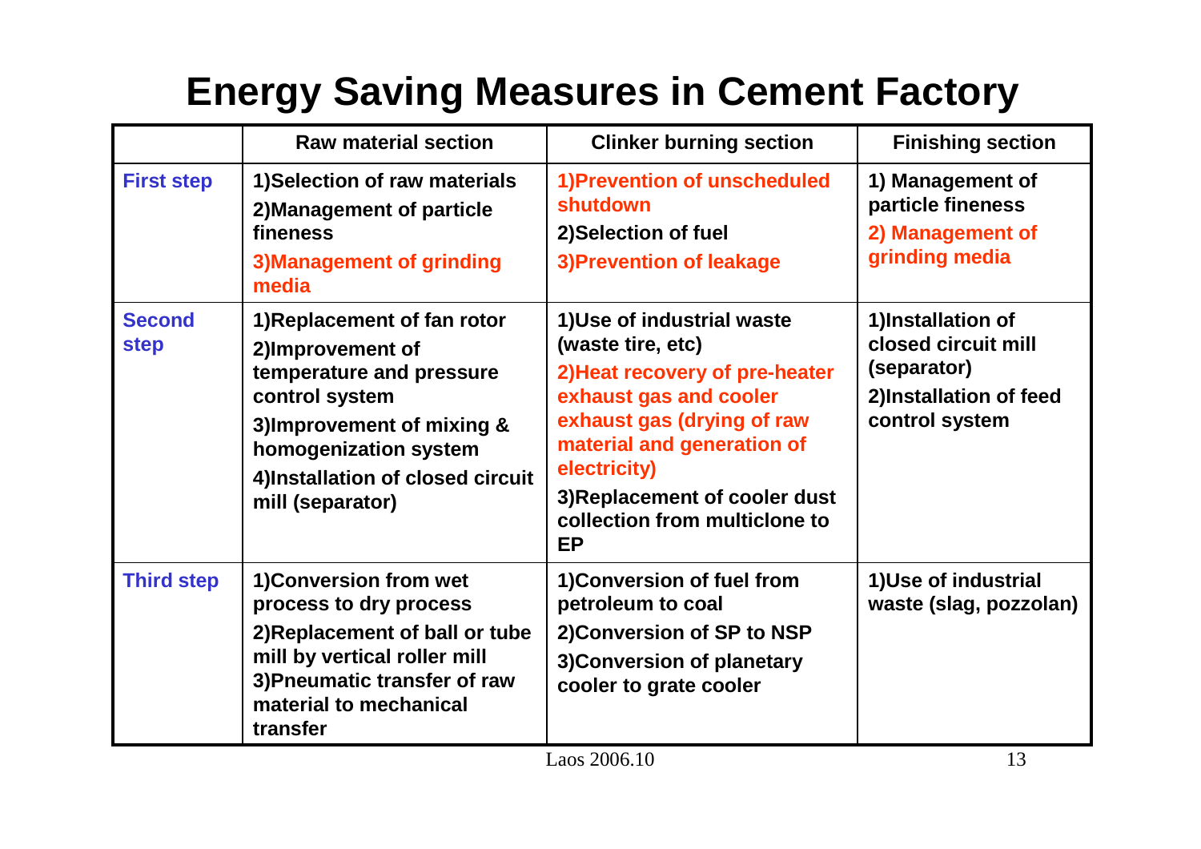# Energy Saving Measures in Cement Factory

| | Raw material section | Clinker burning section | Finishing section |
|---|---|---|---|
| **First step** | 1)Selection of raw materials<br>2)Management of particle fineness<br>3)Management of grinding media | 1)Prevention of unscheduled shutdown<br>2)Selection of fuel<br>3)Prevention of leakage | 1) Management of particle fineness<br>2) Management of grinding media |
| **Second step** | 1)Replacement of fan rotor<br>2)Improvement of temperature and pressure control system<br>3)Improvement of mixing & homogenization system<br>4)Installation of closed circuit mill (separator) | 1)Use of industrial waste (waste tire, etc)<br>2)Heat recovery of pre-heater exhaust gas and cooler exhaust gas (drying of raw material and generation of electricity)<br>3)Replacement of cooler dust collection from multiclone to EP | 1)Installation of closed circuit mill (separator)<br>2)Installation of feed control system |
| **Third step** | 1)Conversion from wet process to dry process<br>2)Replacement of ball or tube mill by vertical roller mill<br>3)Pneumatic transfer of raw material to mechanical transfer | 1)Conversion of fuel from petroleum to coal<br>2)Conversion of SP to NSP<br>3)Conversion of planetary cooler to grate cooler | 1)Use of industrial waste (slag, pozzolan) |

Laos 2006.10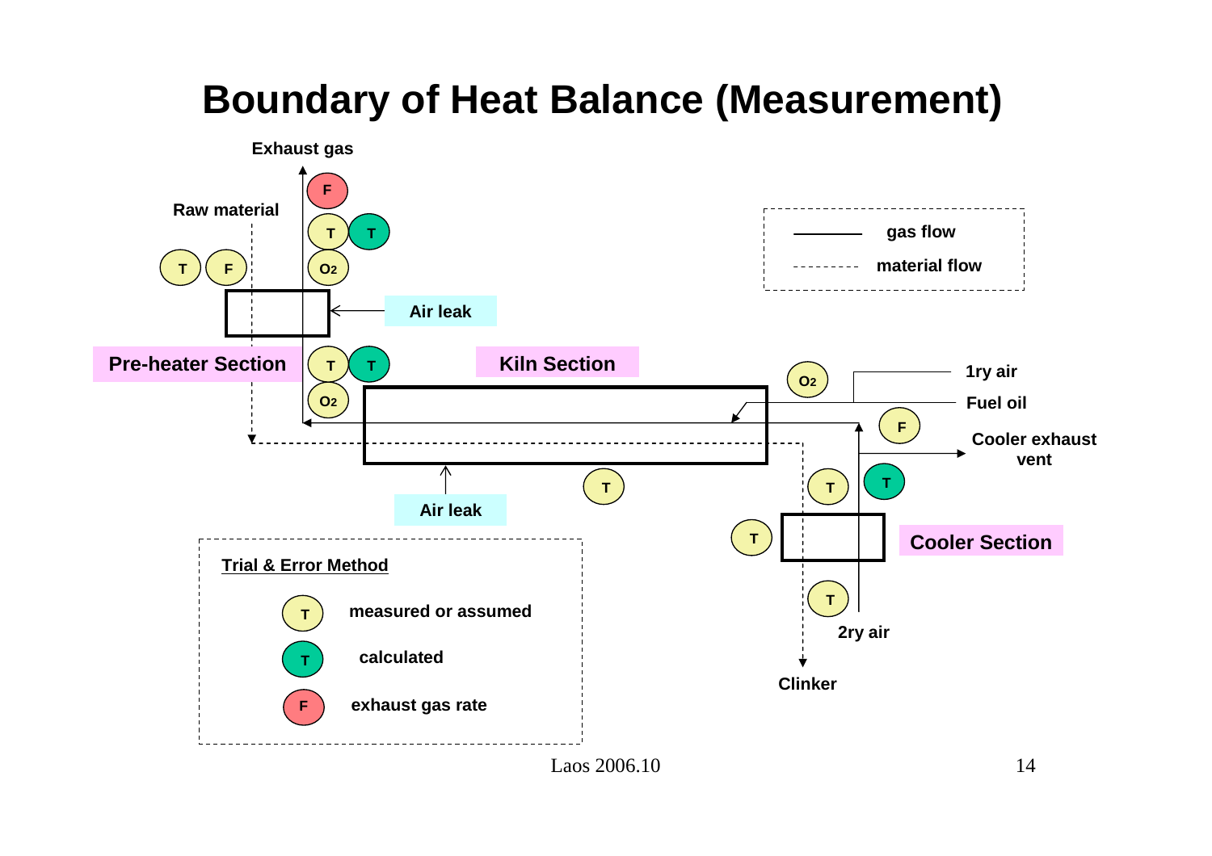# Boundary of Heat Balance (Measurement)

Exhaust gas

F

T T

O2

Raw material

T F

Air leak

Pre-heater Section

T T

O2

Kiln Section

O2

1ry air

Fuel oil

F

Cooler exhaust vent

T

T T

Air leak

T

Cooler Section

T

2ry air

Clinker

gas flow

material flow

**Trial & Error Method**

T measured or assumed

T calculated

F exhaust gas rate

Laos 2006.10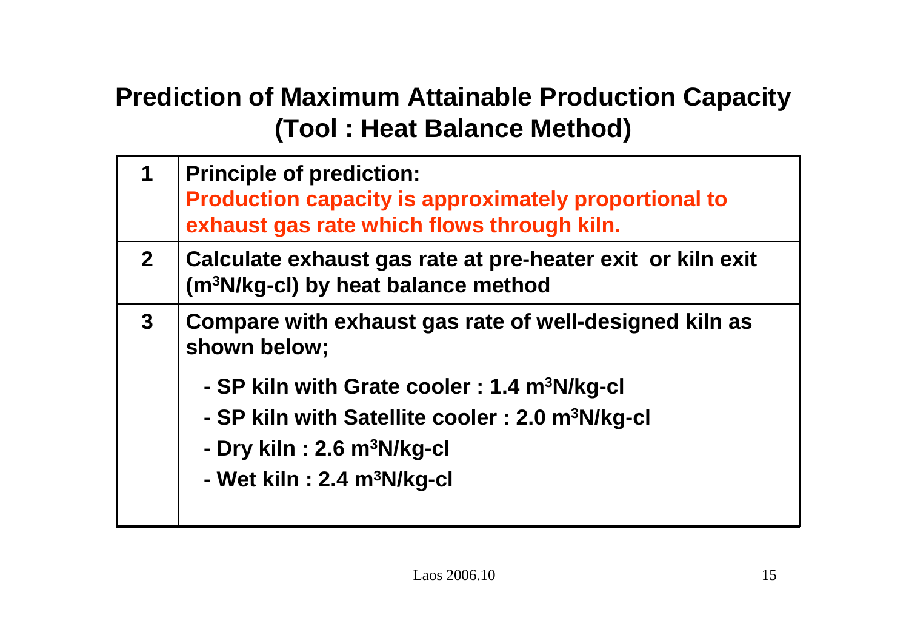# Prediction of Maximum Attainable Production Capacity (Tool : Heat Balance Method)

| | |
|---|---|
| 1 | **Principle of prediction:**<br>**Production capacity is approximately proportional to exhaust gas rate which flows through kiln.** |
| 2 | **Calculate exhaust gas rate at pre-heater exit or kiln exit ($m^3N$/kg-cl) by heat balance method** |
| 3 | **Compare with exhaust gas rate of well-designed kiln as shown below;**<br>**- SP kiln with Grate cooler : 1.4 $m^3N$/kg-cl**<br>**- SP kiln with Satellite cooler : 2.0 $m^3N$/kg-cl**<br>**- Dry kiln : 2.6 $m^3N$/kg-cl**<br>**- Wet kiln : 2.4 $m^3N$/kg-cl** |

Laos 2006.10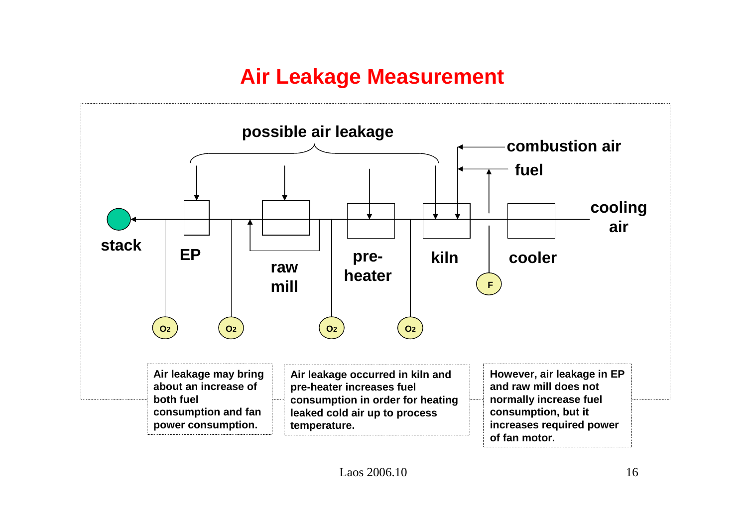# Air Leakage Measurement

possible air leakage

combustion air

fuel

cooling air

stack

EP

raw mill

pre-heater

kiln

cooler

$O_2$

$O_2$

$O_2$

$O_2$

F

Air leakage may bring about an increase of both fuel consumption and fan power consumption.

Air leakage occurred in kiln and pre-heater increases fuel consumption in order for heating leaked cold air up to process temperature.

However, air leakage in EP and raw mill does not normally increase fuel consumption, but it increases required power of fan motor.

Laos 2006.10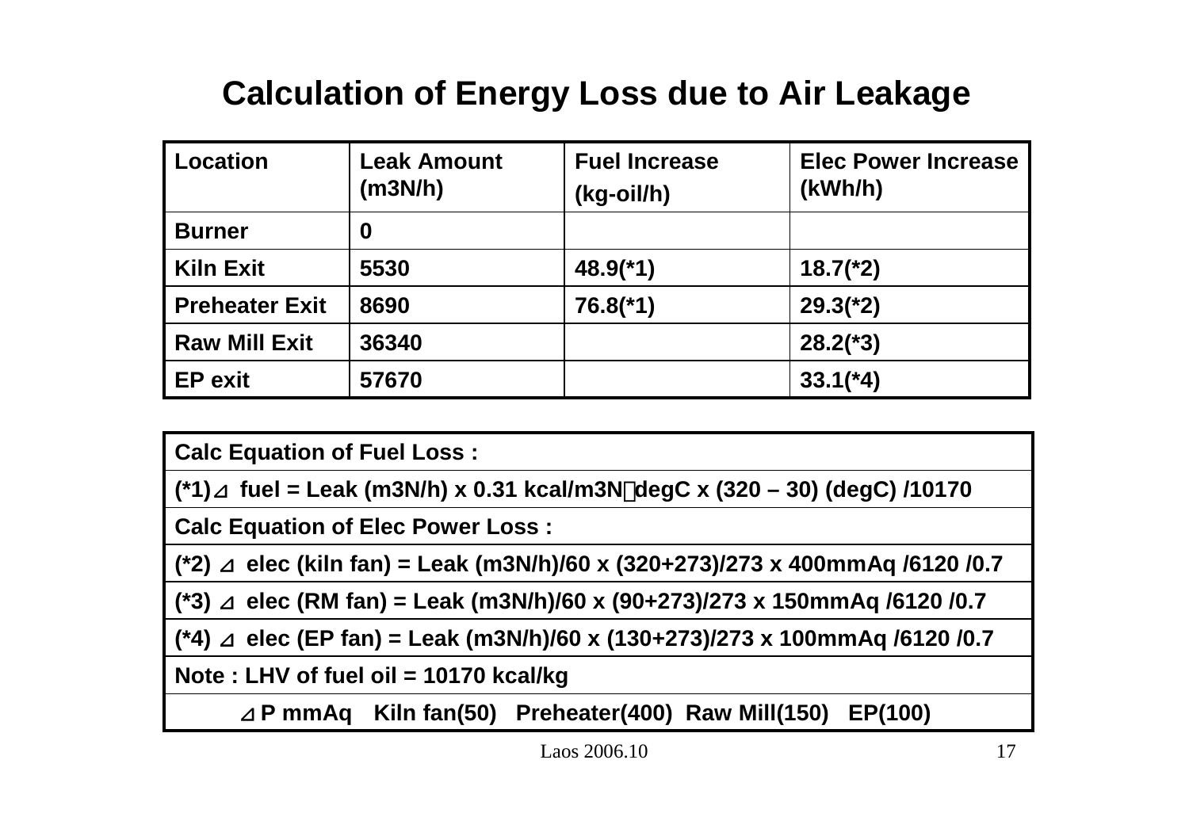# Calculation of Energy Loss due to Air Leakage

| Location | Leak Amount (m3N/h) | Fuel Increase (kg-oil/h) | Elec Power Increase (kWh/h) |
|---|---|---|---|
| Burner | 0 | | |
| Kiln Exit | 5530 | 48.9(*1) | 18.7(*2) |
| Preheater Exit | 8690 | 76.8(*1) | 29.3(*2) |
| Raw Mill Exit | 36340 | | 28.2(*3) |
| EP exit | 57670 | | 33.1(*4) |

| Calc Equation of Fuel Loss : |
|---|
| (*1)⊿ fuel = Leak (m3N/h) x 0.31 kcal/m3N・degC x (320 – 30) (degC) /10170 |
| Calc Equation of Elec Power Loss : |
| (*2) ⊿ elec (kiln fan) = Leak (m3N/h)/60 x (320+273)/273 x 400mmAq /6120 /0.7 |
| (*3) ⊿ elec (RM fan) = Leak (m3N/h)/60 x (90+273)/273 x 150mmAq /6120 /0.7 |
| (*4) ⊿ elec (EP fan) = Leak (m3N/h)/60 x (130+273)/273 x 100mmAq /6120 /0.7 |
| Note : LHV of fuel oil = 10170 kcal/kg |
| ⊿P mmAq Kiln fan(50) Preheater(400) Raw Mill(150) EP(100) |

Laos 2006.10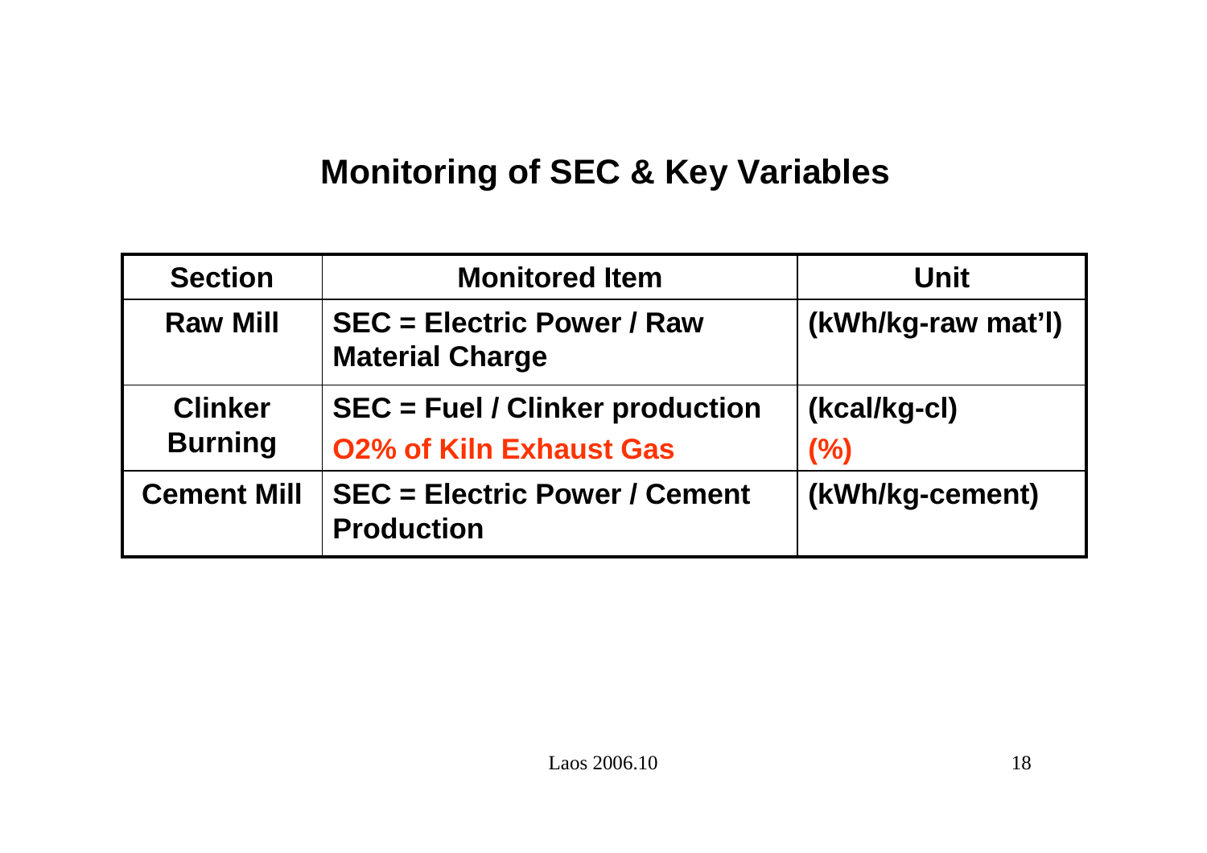# Monitoring of SEC & Key Variables

| Section | Monitored Item | Unit |
|---|---|---|
| Raw Mill | SEC = Electric Power / Raw Material Charge | (kWh/kg-raw mat'l) |
| Clinker Burning | SEC = Fuel / Clinker production<br>O2% of Kiln Exhaust Gas | (kcal/kg-cl)<br>(%) |
| Cement Mill | SEC = Electric Power / Cement Production | (kWh/kg-cement) |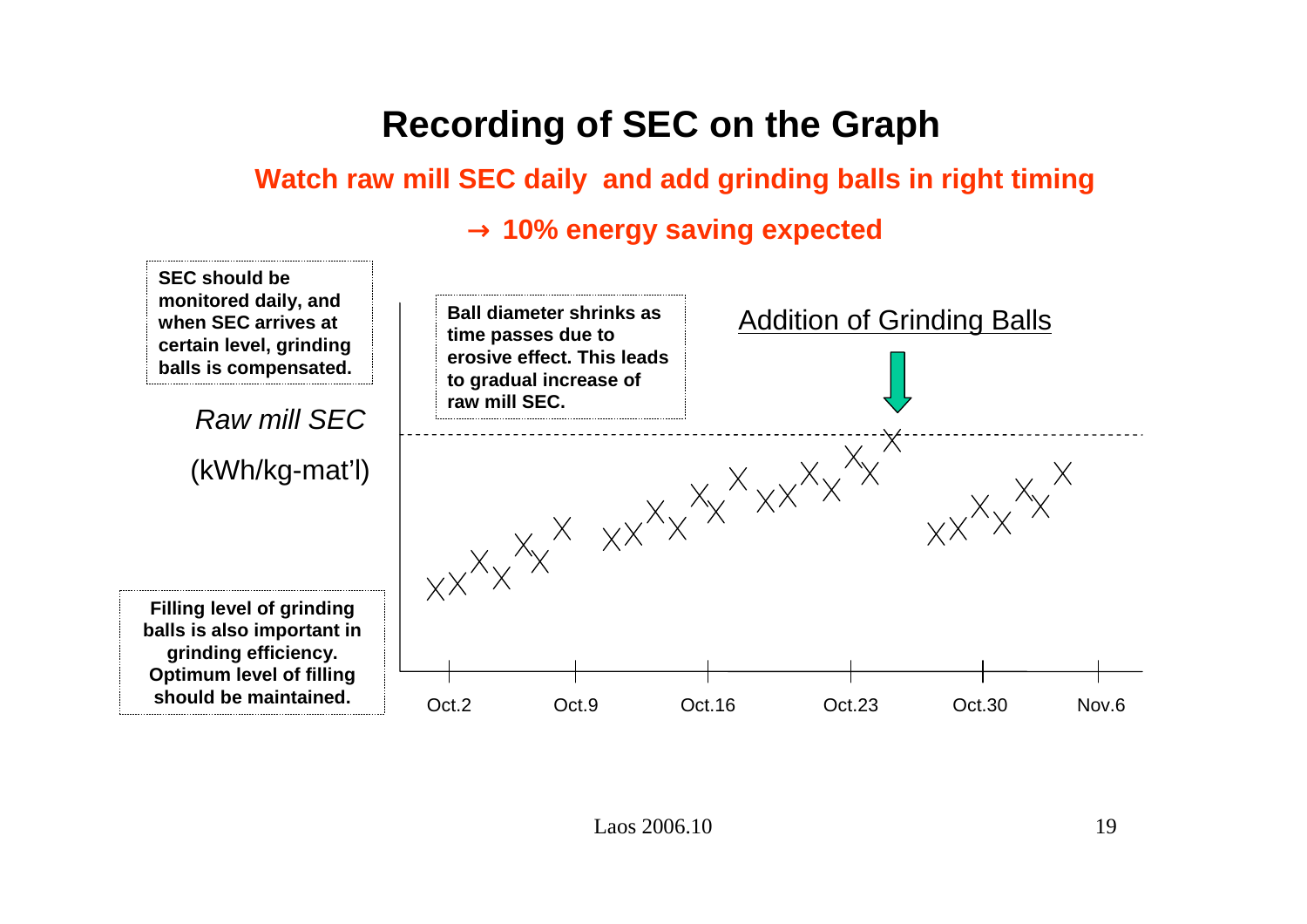# Recording of SEC on the Graph

**Watch raw mill SEC daily and add grinding balls in right timing**

**→ 10% energy saving expected**

**SEC should be monitored daily, and when SEC arrives at certain level, grinding balls is compensated.**

*Raw mill SEC*

(kWh/kg-mat'l)

**Filling level of grinding balls is also important in grinding efficiency. Optimum level of filling should be maintained.**

**Ball diameter shrinks as time passes due to erosive effect. This leads to gradual increase of raw mill SEC.**

Addition of Grinding Balls

Oct.2

Oct.9

Oct.16

Oct.23

Oct.30

Nov.6

Laos 2006.10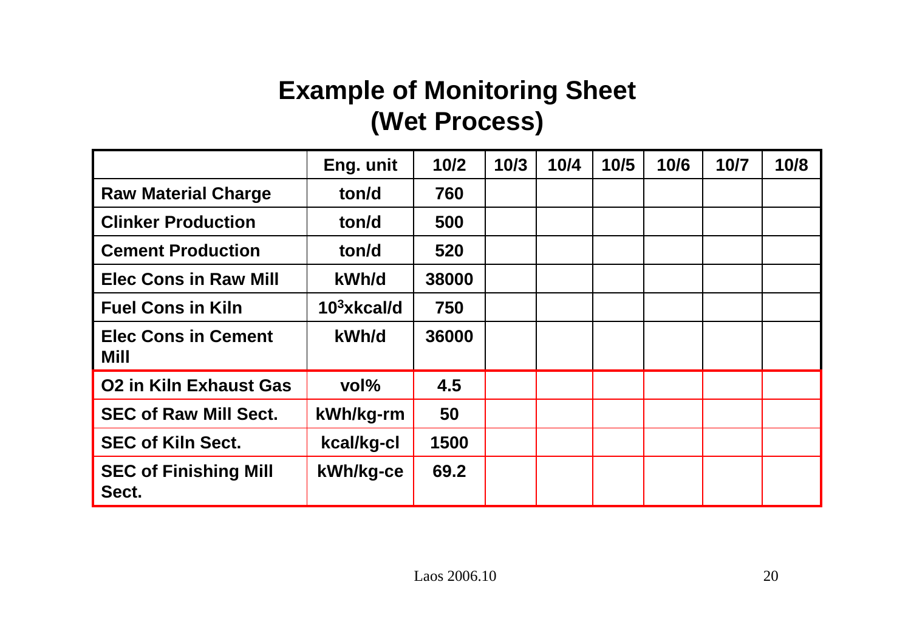# Example of Monitoring Sheet (Wet Process)

| | Eng. unit | 10/2 | 10/3 | 10/4 | 10/5 | 10/6 | 10/7 | 10/8 |
|---|---|---|---|---|---|---|---|---|
| Raw Material Charge | ton/d | 760 | | | | | | |
| Clinker Production | ton/d | 500 | | | | | | |
| Cement Production | ton/d | 520 | | | | | | |
| Elec Cons in Raw Mill | kWh/d | 38000 | | | | | | |
| Fuel Cons in Kiln | $10^3$xkcal/d | 750 | | | | | | |
| Elec Cons in Cement Mill | kWh/d | 36000 | | | | | | |
| O2 in Kiln Exhaust Gas | vol% | 4.5 | | | | | | |
| SEC of Raw Mill Sect. | kWh/kg-rm | 50 | | | | | | |
| SEC of Kiln Sect. | kcal/kg-cl | 1500 | | | | | | |
| SEC of Finishing Mill Sect. | kWh/kg-ce | 69.2 | | | | | | |

Laos 2006.10